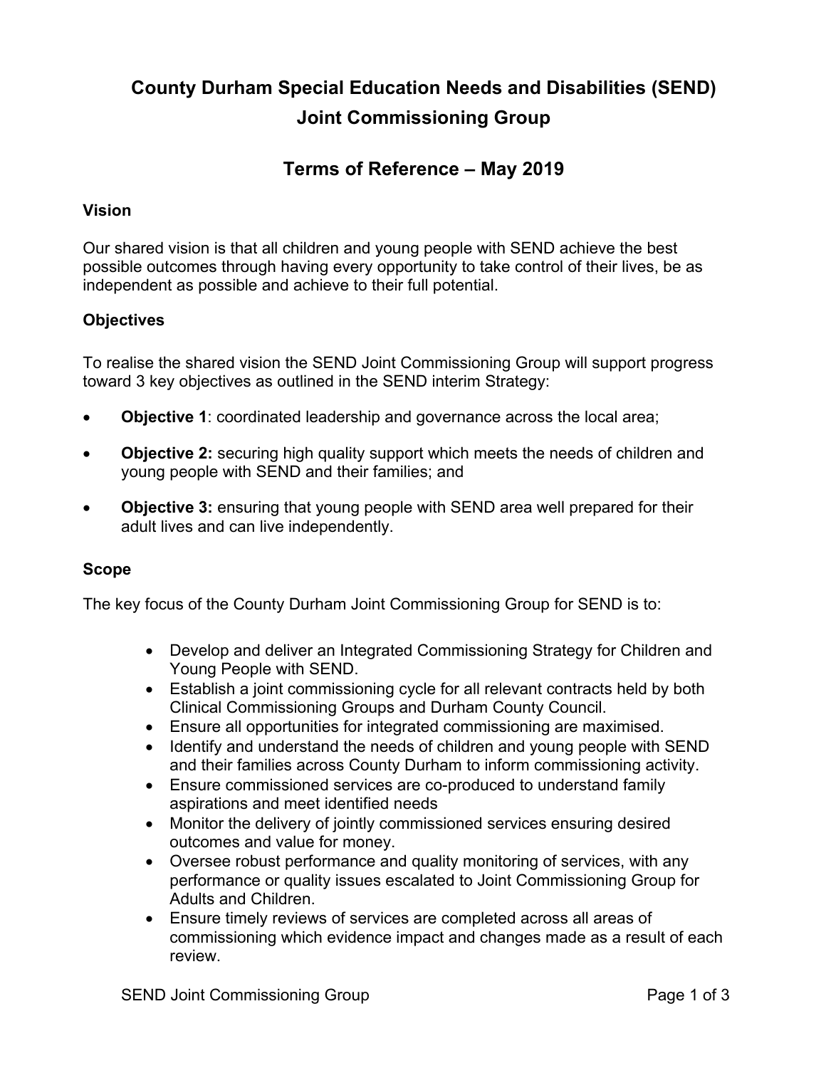# County Durham Special Education Needs and Disabilities (SEND) Joint Commissioning Group

## Terms of Reference – May 2019

### Vision

Our shared vision is that all children and young people with SEND achieve the best possible outcomes through having every opportunity to take control of their lives, be as independent as possible and achieve to their full potential.

### Objectives

To realise the shared vision the SEND Joint Commissioning Group will support progress toward 3 key objectives as outlined in the SEND interim Strategy:

- **Objective 1**: coordinated leadership and governance across the local area;
- **Objective 2:** securing high quality support which meets the needs of children and young people with SEND and their families; and
- **Objective 3:** ensuring that young people with SEND area well prepared for their adult lives and can live independently.

### Scope

The key focus of the County Durham Joint Commissioning Group for SEND is to:

- Develop and deliver an Integrated Commissioning Strategy for Children and Young People with SEND.
- Establish a joint commissioning cycle for all relevant contracts held by both Clinical Commissioning Groups and Durham County Council.
- Ensure all opportunities for integrated commissioning are maximised.
- Identify and understand the needs of children and young people with SEND and their families across County Durham to inform commissioning activity.
- Ensure commissioned services are co-produced to understand family aspirations and meet identified needs
- Monitor the delivery of jointly commissioned services ensuring desired outcomes and value for money.
- Oversee robust performance and quality monitoring of services, with any performance or quality issues escalated to Joint Commissioning Group for Adults and Children.
- Ensure timely reviews of services are completed across all areas of commissioning which evidence impact and changes made as a result of each review.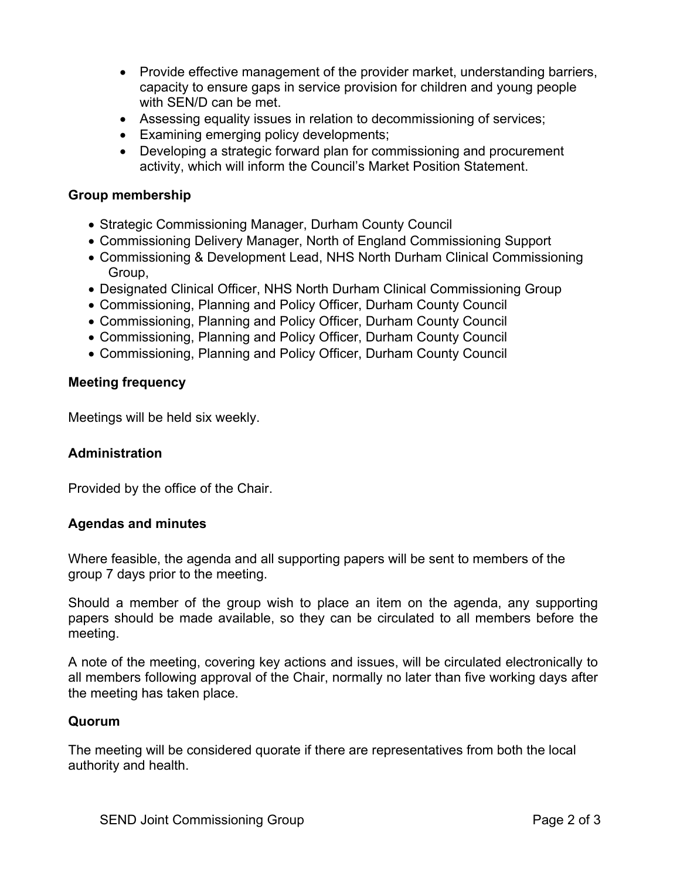- Provide effective management of the provider market, understanding barriers, capacity to ensure gaps in service provision for children and young people with SEN/D can be met.
- Assessing equality issues in relation to decommissioning of services;
- Examining emerging policy developments;
- Developing a strategic forward plan for commissioning and procurement activity, which will inform the Council's Market Position Statement.

**Group membership**

- Strategic Commissioning Manager, Durham County Council
- Commissioning Delivery Manager, North of England Commissioning Support
- Commissioning & Development Lead, NHS North Durham Clinical Commissioning Group,
- Designated Clinical Officer, NHS North Durham Clinical Commissioning Group
- Commissioning, Planning and Policy Officer, Durham County Council
- Commissioning, Planning and Policy Officer, Durham County Council
- Commissioning, Planning and Policy Officer, Durham County Council
- Commissioning, Planning and Policy Officer, Durham County Council

**Meeting frequency**

Meetings will be held six weekly.

**Administration**

Provided by the office of the Chair.

**Agendas and minutes**

Where feasible, the agenda and all supporting papers will be sent to members of the group 7 days prior to the meeting.

Should a member of the group wish to place an item on the agenda, any supporting papers should be made available, so they can be circulated to all members before the meeting.

A note of the meeting, covering key actions and issues, will be circulated electronically to all members following approval of the Chair, normally no later than five working days after the meeting has taken place.

**Quorum**

The meeting will be considered quorate if there are representatives from both the local authority and health.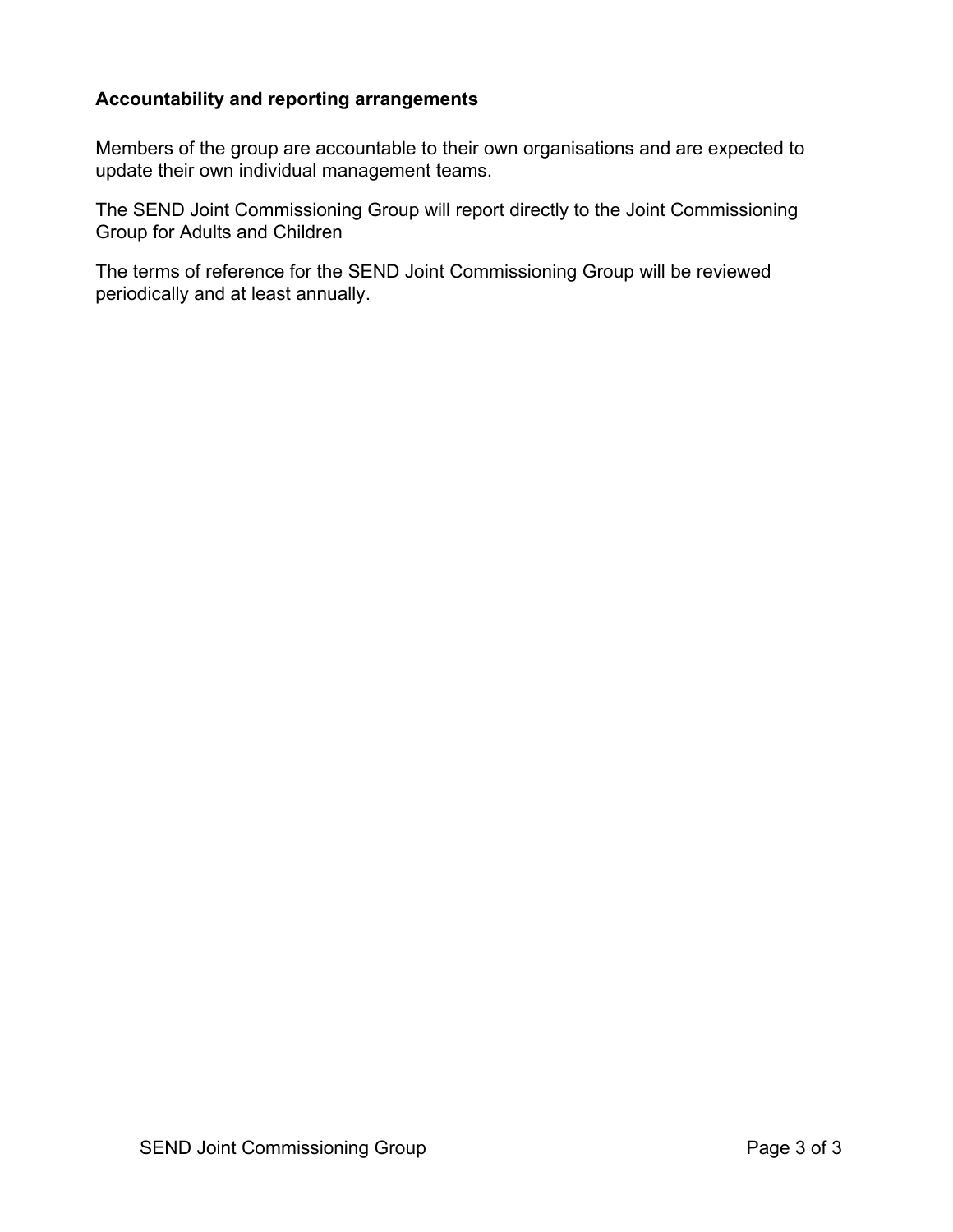**Accountability and reporting arrangements**

Members of the group are accountable to their own organisations and are expected to update their own individual management teams.

The SEND Joint Commissioning Group will report directly to the Joint Commissioning Group for Adults and Children

The terms of reference for the SEND Joint Commissioning Group will be reviewed periodically and at least annually.